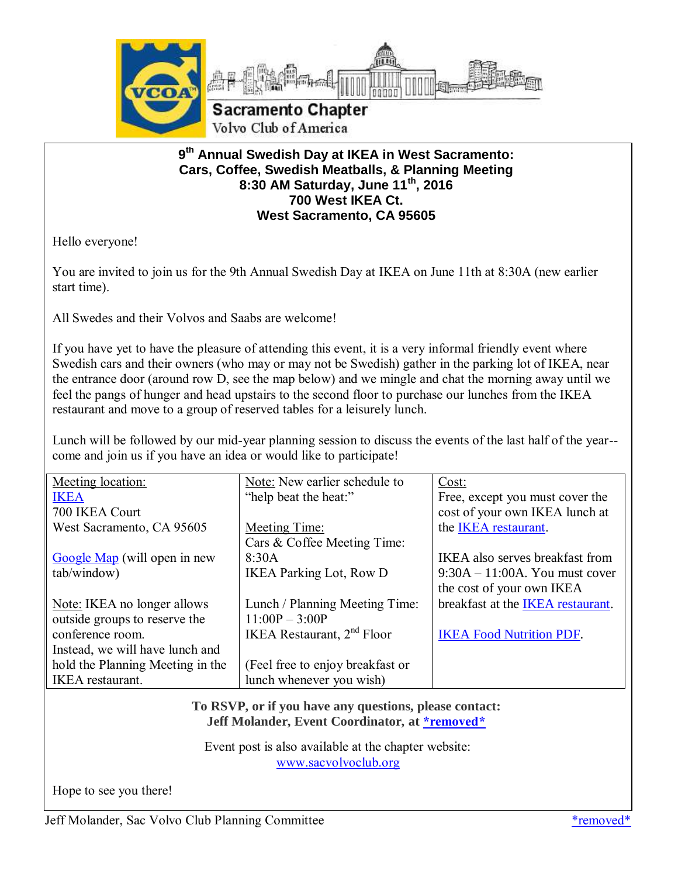Sacramento Chapter
Volvo Club of America

## 9th Annual Swedish Day at IKEA in West Sacramento: Cars, Coffee, Swedish Meatballs, & Planning Meeting
### 8:30 AM Saturday, June 11th, 2016
### 700 West IKEA Ct.
### West Sacramento, CA 95605

Hello everyone!

You are invited to join us for the 9th Annual Swedish Day at IKEA on June 11th at 8:30A (new earlier start time).

All Swedes and their Volvos and Saabs are welcome!

If you have yet to have the pleasure of attending this event, it is a very informal friendly event where Swedish cars and their owners (who may or may not be Swedish) gather in the parking lot of IKEA, near the entrance door (around row D, see the map below) and we mingle and chat the morning away until we feel the pangs of hunger and head upstairs to the second floor to purchase our lunches from the IKEA restaurant and move to a group of reserved tables for a leisurely lunch.

Lunch will be followed by our mid-year planning session to discuss the events of the last half of the year--come and join us if you have an idea or would like to participate!

| Meeting location: | Note: New earlier schedule to "help beat the heat:" | Cost: |
|---|---|---|
| IKEA<br>700 IKEA Court<br>West Sacramento, CA 95605<br><br>Google Map (will open in new tab/window)<br><br>Note: IKEA no longer allows outside groups to reserve the conference room.<br>Instead, we will have lunch and hold the Planning Meeting in the IKEA restaurant. | Meeting Time:<br>Cars & Coffee Meeting Time:<br>8:30A<br>IKEA Parking Lot, Row D<br><br>Lunch / Planning Meeting Time:<br>11:00P – 3:00P<br>IKEA Restaurant, 2nd Floor<br><br>(Feel free to enjoy breakfast or lunch whenever you wish) | Free, except you must cover the cost of your own IKEA lunch at the IKEA restaurant.<br><br>IKEA also serves breakfast from 9:30A – 11:00A. You must cover the cost of your own IKEA breakfast at the IKEA restaurant.<br><br>IKEA Food Nutrition PDF. |

**To RSVP, or if you have any questions, please contact:**
**Jeff Molander, Event Coordinator, at *removed***

Event post is also available at the chapter website:
www.sacvolvoclub.org

Hope to see you there!

Jeff Molander, Sac Volvo Club Planning Committee *removed*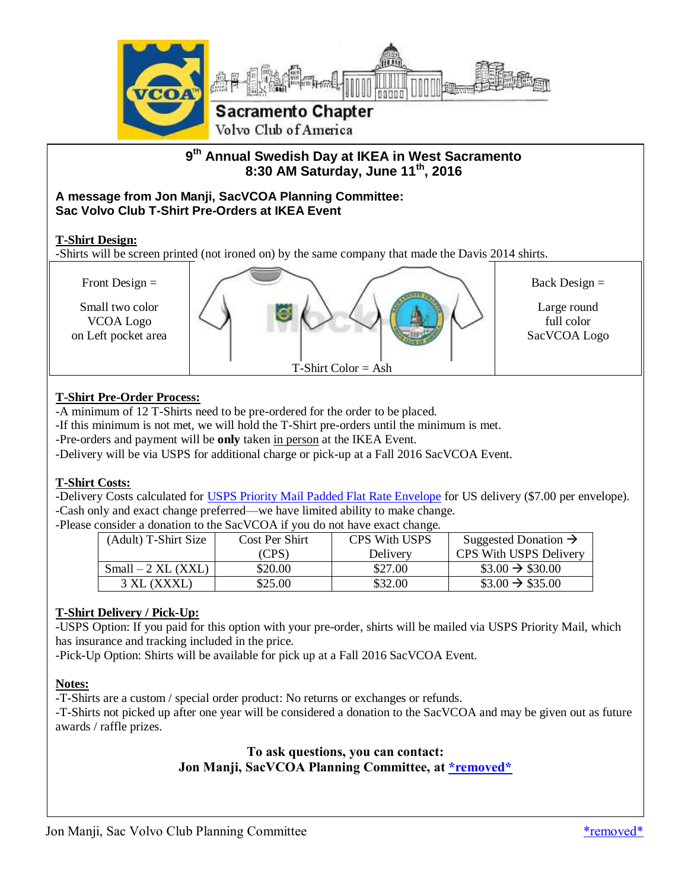Sacramento Chapter
Volvo Club of America

## 9th Annual Swedish Day at IKEA in West Sacramento
## 8:30 AM Saturday, June 11th, 2016

### A message from Jon Manji, SacVCOA Planning Committee:
### Sac Volvo Club T-Shirt Pre-Orders at IKEA Event

**T-Shirt Design:**
-Shirts will be screen printed (not ironed on) by the same company that made the Davis 2014 shirts.

| Front Design = Small two color VCOA Logo on Left pocket area | T-Shirt Color = Ash | Back Design = Large round full color SacVCOA Logo |
|---|---|---|

**T-Shirt Pre-Order Process:**
-A minimum of 12 T-Shirts need to be pre-ordered for the order to be placed.
-If this minimum is not met, we will hold the T-Shirt pre-orders until the minimum is met.
-Pre-orders and payment will be **only** taken in person at the IKEA Event.
-Delivery will be via USPS for additional charge or pick-up at a Fall 2016 SacVCOA Event.

**T-Shirt Costs:**
-Delivery Costs calculated for USPS Priority Mail Padded Flat Rate Envelope for US delivery ($7.00 per envelope).
-Cash only and exact change preferred—we have limited ability to make change.
-Please consider a donation to the SacVCOA if you do not have exact change.

| (Adult) T-Shirt Size | Cost Per Shirt (CPS) | CPS With USPS Delivery | Suggested Donation → CPS With USPS Delivery |
|---|---|---|---|
| Small – 2 XL (XXL) | $20.00 | $27.00 | $3.00 → $30.00 |
| 3 XL (XXXL) | $25.00 | $32.00 | $3.00 → $35.00 |

**T-Shirt Delivery / Pick-Up:**
-USPS Option: If you paid for this option with your pre-order, shirts will be mailed via USPS Priority Mail, which has insurance and tracking included in the price.
-Pick-Up Option: Shirts will be available for pick up at a Fall 2016 SacVCOA Event.

**Notes:**
-T-Shirts are a custom / special order product: No returns or exchanges or refunds.
-T-Shirts not picked up after one year will be considered a donation to the SacVCOA and may be given out as future awards / raffle prizes.

**To ask questions, you can contact:**
**Jon Manji, SacVCOA Planning Committee, at *removed***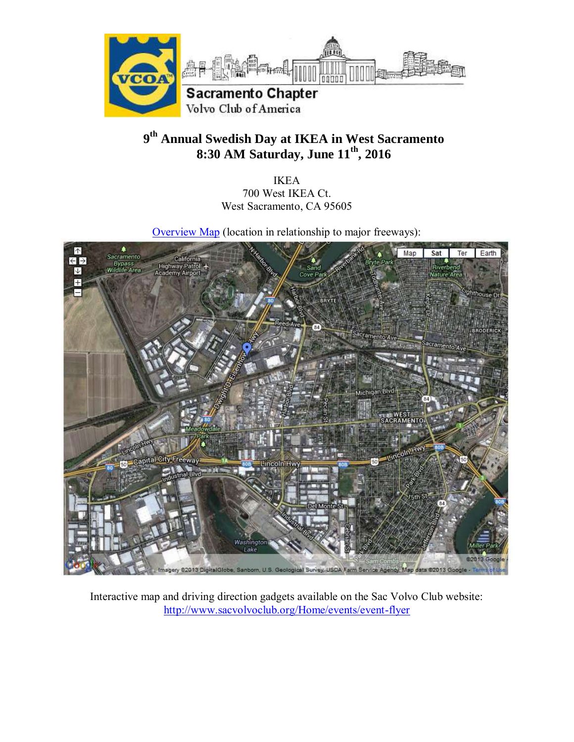Sacramento Chapter
Volvo Club of America

# 9th Annual Swedish Day at IKEA in West Sacramento
# 8:30 AM Saturday, June 11th, 2016

IKEA
700 West IKEA Ct.
West Sacramento, CA 95605

Overview Map (location in relationship to major freeways):

Interactive map and driving direction gadgets available on the Sac Volvo Club website:
http://www.sacvolvoclub.org/Home/events/event-flyer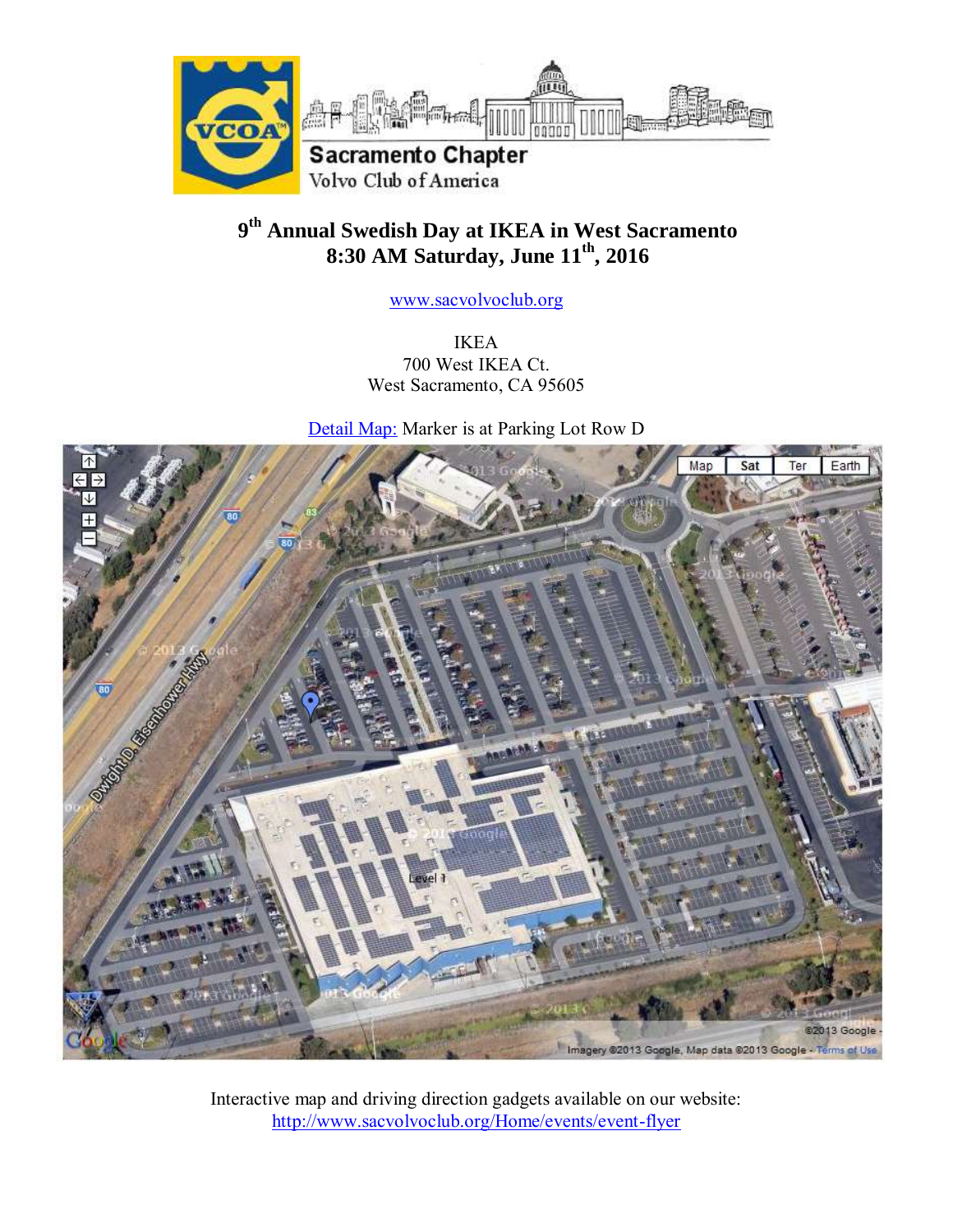Sacramento Chapter
Volvo Club of America

# 9th Annual Swedish Day at IKEA in West Sacramento
## 8:30 AM Saturday, June 11th, 2016

www.sacvolvoclub.org

IKEA
700 West IKEA Ct.
West Sacramento, CA 95605

Detail Map: Marker is at Parking Lot Row D

Interactive map and driving direction gadgets available on our website:
http://www.sacvolvoclub.org/Home/events/event-flyer